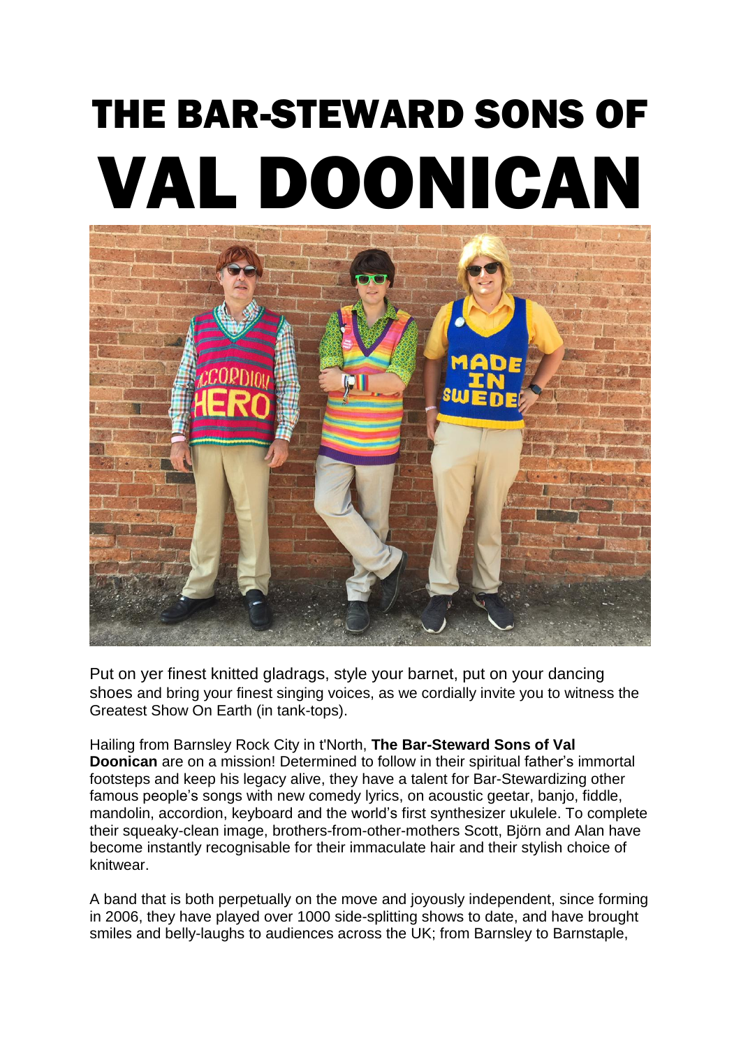# THE BAR-STEWARD SONS OF VAL DOONICAN

Put on yer finest knitted gladrags, style your barnet, put on your dancing shoes and bring your finest singing voices, as we cordially invite you to witness the Greatest Show On Earth (in tank-tops).

Hailing from Barnsley Rock City in t'North, **The Bar-Steward Sons of Val Doonican** are on a mission! Determined to follow in their spiritual father's immortal footsteps and keep his legacy alive, they have a talent for Bar-Stewardizing other famous people's songs with new comedy lyrics, on acoustic geetar, banjo, fiddle, mandolin, accordion, keyboard and the world's first synthesizer ukulele. To complete their squeaky-clean image, brothers-from-other-mothers Scott, Björn and Alan have become instantly recognisable for their immaculate hair and their stylish choice of knitwear.

A band that is both perpetually on the move and joyously independent, since forming in 2006, they have played over 1000 side-splitting shows to date, and have brought smiles and belly-laughs to audiences across the UK; from Barnsley to Barnstaple,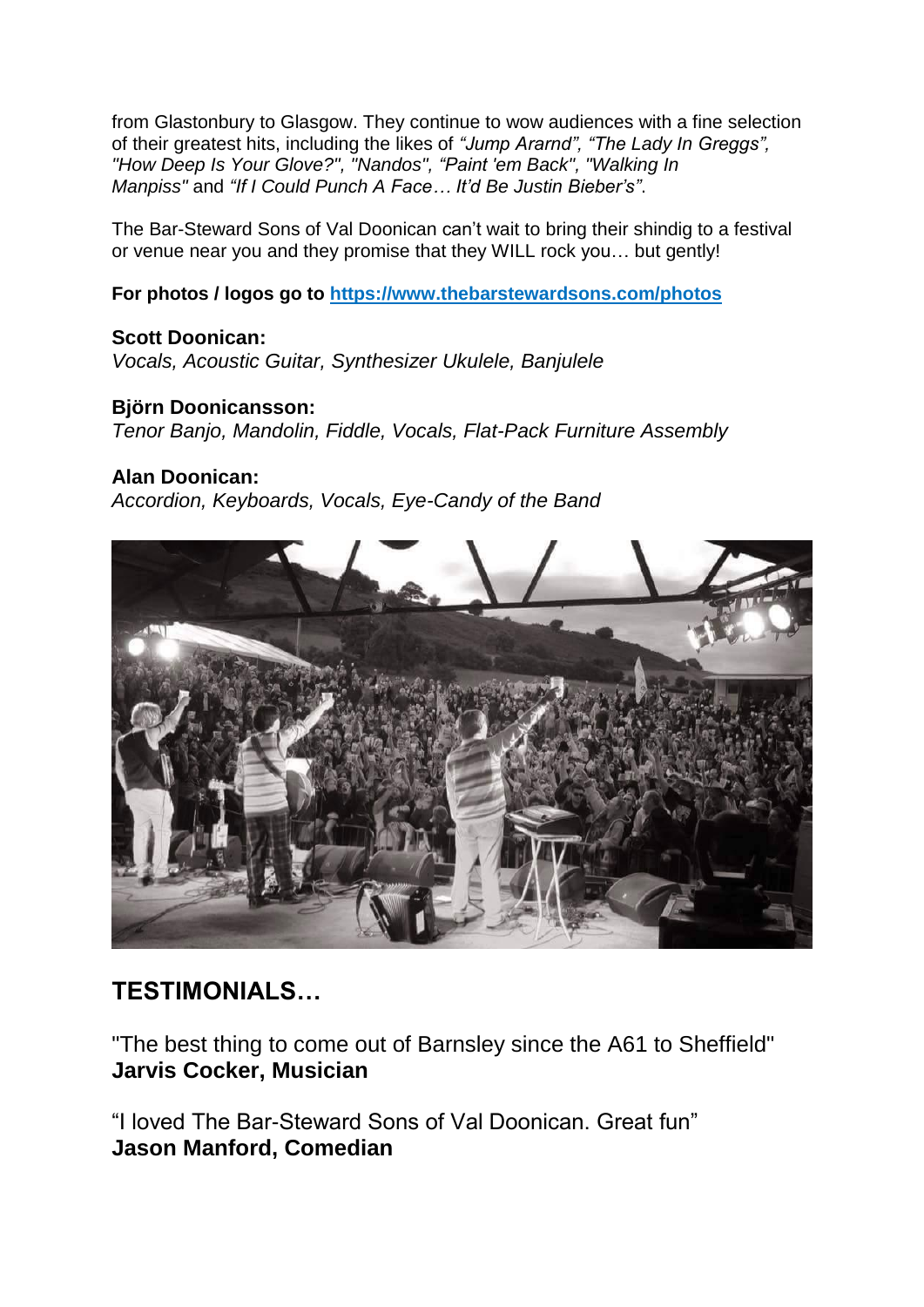from Glastonbury to Glasgow. They continue to wow audiences with a fine selection of their greatest hits, including the likes of *"Jump Ararnd", "The Lady In Greggs", "How Deep Is Your Glove?", "Nandos", "Paint 'em Back", "Walking In Manpiss"* and *"If I Could Punch A Face… It'd Be Justin Bieber's"*.

The Bar-Steward Sons of Val Doonican can't wait to bring their shindig to a festival or venue near you and they promise that they WILL rock you… but gently!

**For photos / logos go to [https://www.thebarstewardsons.com/photos](https://www.thebarstewardsons.com/photos)**

**Scott Doonican:**
*Vocals, Acoustic Guitar, Synthesizer Ukulele, Banjulele*

**Björn Doonicansson:**
*Tenor Banjo, Mandolin, Fiddle, Vocals, Flat-Pack Furniture Assembly*

**Alan Doonican:**
*Accordion, Keyboards, Vocals, Eye-Candy of the Band*

## TESTIMONIALS…

"The best thing to come out of Barnsley since the A61 to Sheffield"
**Jarvis Cocker, Musician**

"I loved The Bar-Steward Sons of Val Doonican. Great fun"
**Jason Manford, Comedian**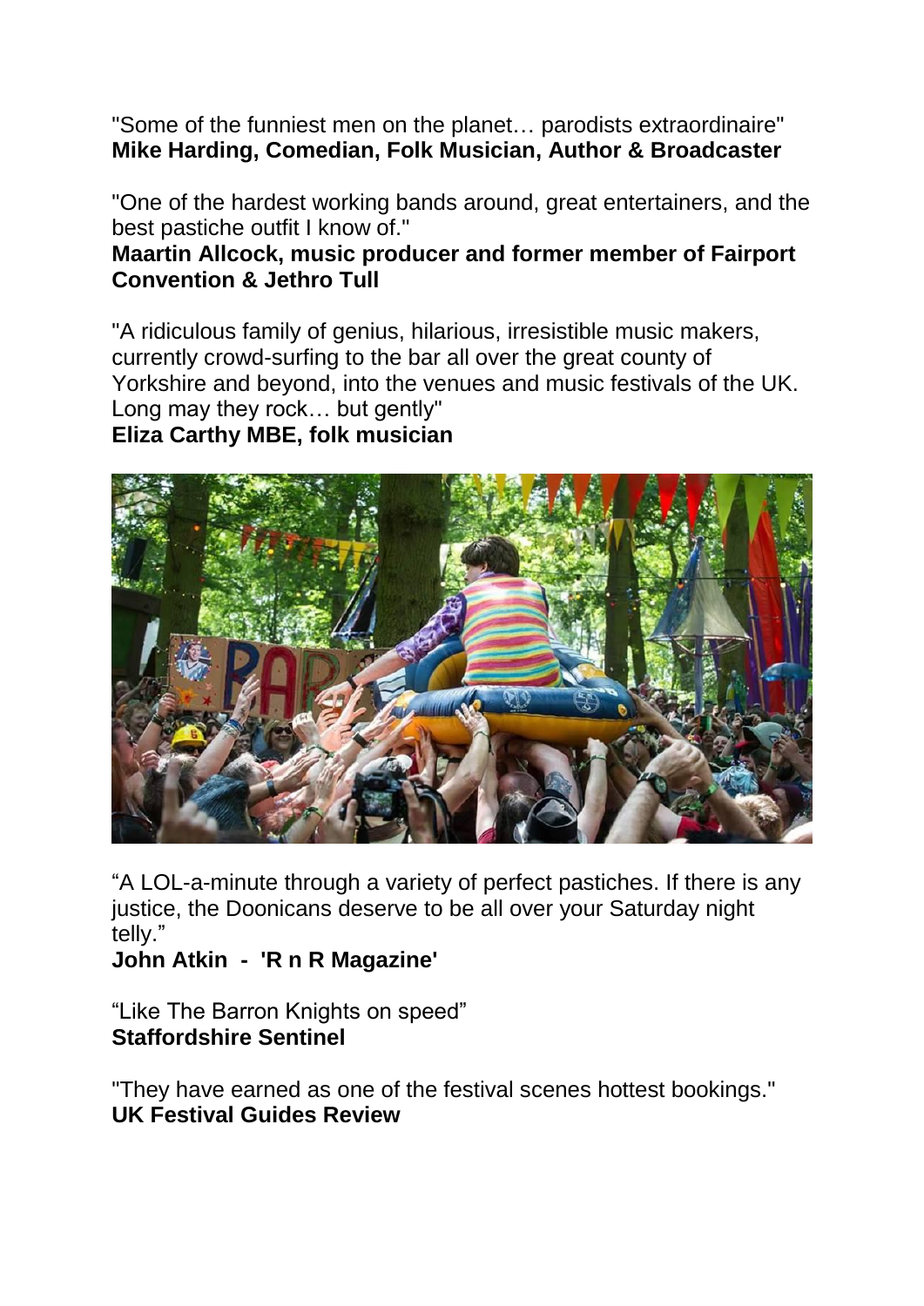"Some of the funniest men on the planet… parodists extraordinaire"
**Mike Harding, Comedian, Folk Musician, Author & Broadcaster**

"One of the hardest working bands around, great entertainers, and the best pastiche outfit I know of."
**Maartin Allcock, music producer and former member of Fairport Convention & Jethro Tull**

"A ridiculous family of genius, hilarious, irresistible music makers, currently crowd-surfing to the bar all over the great county of Yorkshire and beyond, into the venues and music festivals of the UK. Long may they rock… but gently"
**Eliza Carthy MBE, folk musician**

"A LOL-a-minute through a variety of perfect pastiches. If there is any justice, the Doonicans deserve to be all over your Saturday night telly."
**John Atkin - 'R n R Magazine'**

"Like The Barron Knights on speed"
**Staffordshire Sentinel**

"They have earned as one of the festival scenes hottest bookings."
**UK Festival Guides Review**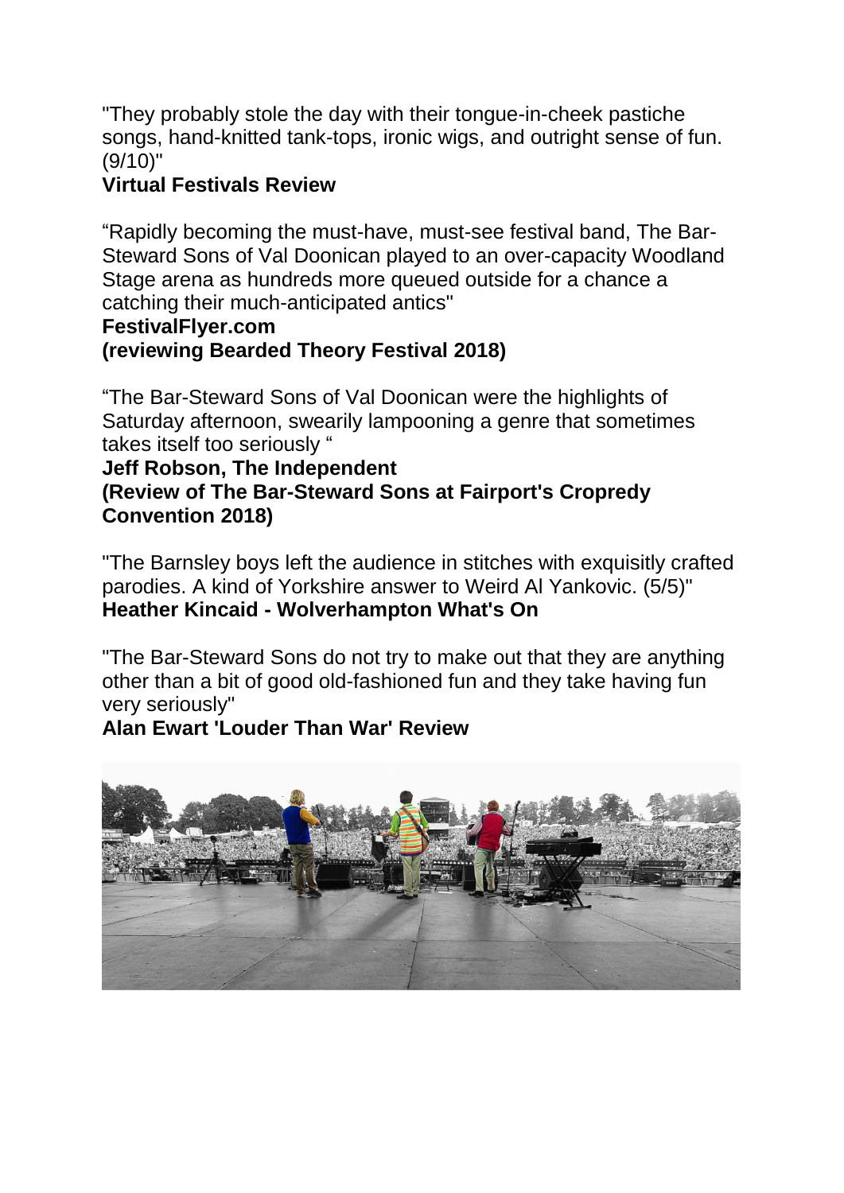"They probably stole the day with their tongue-in-cheek pastiche songs, hand-knitted tank-tops, ironic wigs, and outright sense of fun. (9/10)"
**Virtual Festivals Review**

“Rapidly becoming the must-have, must-see festival band, The Bar-Steward Sons of Val Doonican played to an over-capacity Woodland Stage arena as hundreds more queued outside for a chance a catching their much-anticipated antics"
**FestivalFlyer.com**
**(reviewing Bearded Theory Festival 2018)**

“The Bar-Steward Sons of Val Doonican were the highlights of Saturday afternoon, swearily lampooning a genre that sometimes takes itself too seriously “
**Jeff Robson, The Independent**
**(Review of The Bar-Steward Sons at Fairport's Cropredy Convention 2018)**

"The Barnsley boys left the audience in stitches with exquisitly crafted parodies. A kind of Yorkshire answer to Weird Al Yankovic. (5/5)"
**Heather Kincaid - Wolverhampton What's On**

"The Bar-Steward Sons do not try to make out that they are anything other than a bit of good old-fashioned fun and they take having fun very seriously"
**Alan Ewart 'Louder Than War' Review**